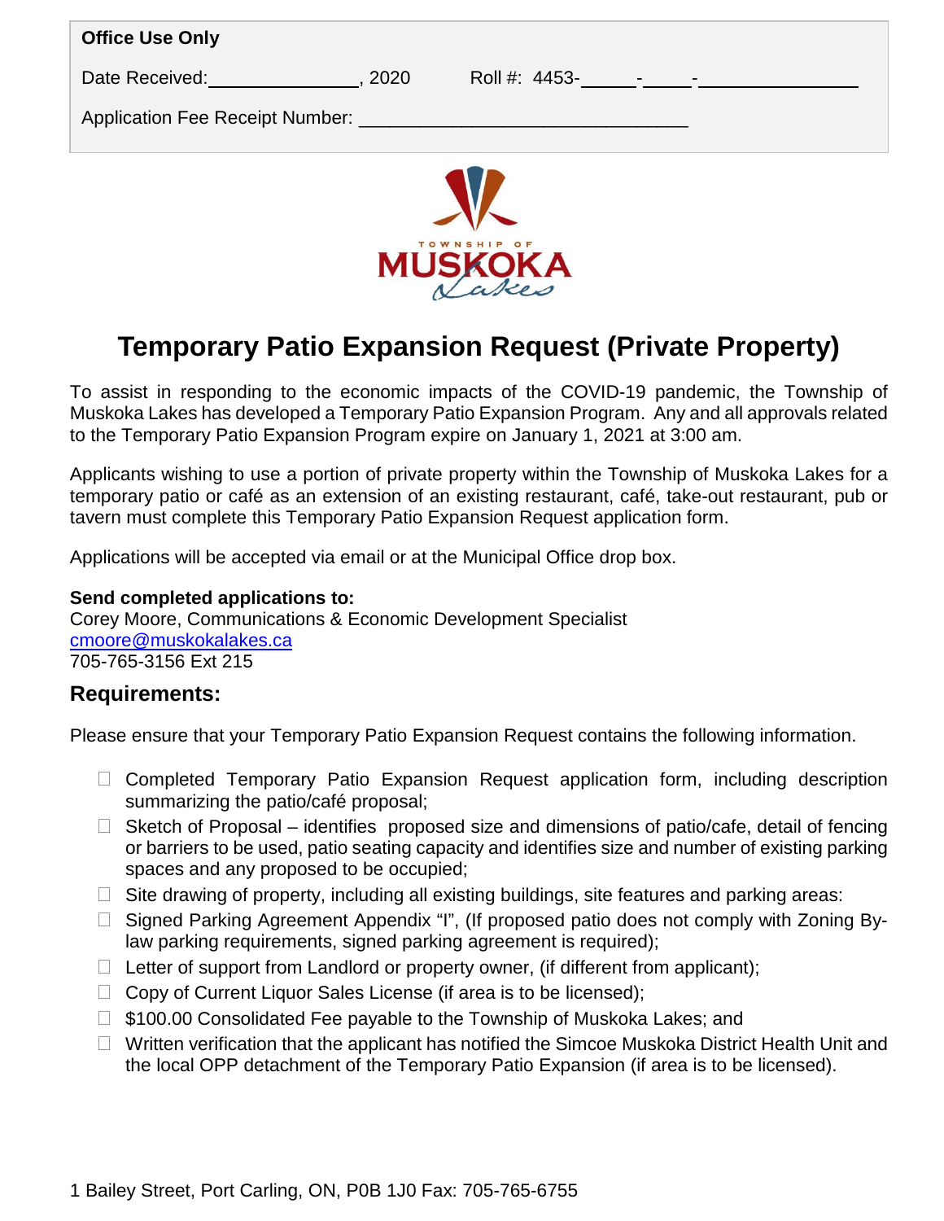**Office Use Only**

Date Received: ______________, 2020     Roll #: 4453-_____-_____-_______________

Application Fee Receipt Number: ______________________________

# Temporary Patio Expansion Request (Private Property)

To assist in responding to the economic impacts of the COVID-19 pandemic, the Township of Muskoka Lakes has developed a Temporary Patio Expansion Program. Any and all approvals related to the Temporary Patio Expansion Program expire on January 1, 2021 at 3:00 am.

Applicants wishing to use a portion of private property within the Township of Muskoka Lakes for a temporary patio or café as an extension of an existing restaurant, café, take-out restaurant, pub or tavern must complete this Temporary Patio Expansion Request application form.

Applications will be accepted via email or at the Municipal Office drop box.

**Send completed applications to:**
Corey Moore, Communications & Economic Development Specialist
cmoore@muskokalakes.ca
705-765-3156 Ext 215

## Requirements:

Please ensure that your Temporary Patio Expansion Request contains the following information.

- ☐ Completed Temporary Patio Expansion Request application form, including description summarizing the patio/café proposal;
- ☐ Sketch of Proposal – identifies proposed size and dimensions of patio/cafe, detail of fencing or barriers to be used, patio seating capacity and identifies size and number of existing parking spaces and any proposed to be occupied;
- ☐ Site drawing of property, including all existing buildings, site features and parking areas:
- ☐ Signed Parking Agreement Appendix "I", (If proposed patio does not comply with Zoning By-law parking requirements, signed parking agreement is required);
- ☐ Letter of support from Landlord or property owner, (if different from applicant);
- ☐ Copy of Current Liquor Sales License (if area is to be licensed);
- ☐ $100.00 Consolidated Fee payable to the Township of Muskoka Lakes; and
- ☐ Written verification that the applicant has notified the Simcoe Muskoka District Health Unit and the local OPP detachment of the Temporary Patio Expansion (if area is to be licensed).

1 Bailey Street, Port Carling, ON, P0B 1J0 Fax: 705-765-6755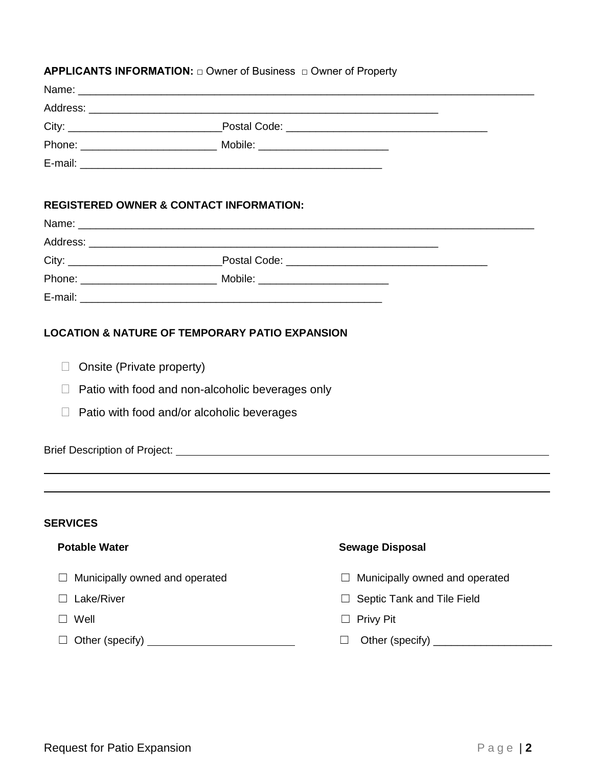**APPLICANTS INFORMATION:** □ Owner of Business □ Owner of Property

Name: ___________________________________________________________________________

Address: ________________________________________________________

City: _________________________ Postal Code: ______________________________

Phone: ______________________ Mobile: ___________________

E-mail: _________________________________________________

**REGISTERED OWNER & CONTACT INFORMATION:**

Name: ___________________________________________________________________________

Address: ________________________________________________________

City: _________________________ Postal Code: ______________________________

Phone: ______________________ Mobile: ___________________

E-mail: _________________________________________________

**LOCATION & NATURE OF TEMPORARY PATIO EXPANSION**

- ☐ Onsite (Private property)
- ☐ Patio with food and non-alcoholic beverages only
- ☐ Patio with food and/or alcoholic beverages

Brief Description of Project: ____________________________________________________________

______________________________________________________________________________________

______________________________________________________________________________________

**SERVICES**

**Potable Water**

- ☐ Municipally owned and operated
- ☐ Lake/River
- ☐ Well
- ☐ Other (specify) ________________________

**Sewage Disposal**

- ☐ Municipally owned and operated
- ☐ Septic Tank and Tile Field
- ☐ Privy Pit
- ☐ Other (specify) ____________________

Request for Patio Expansion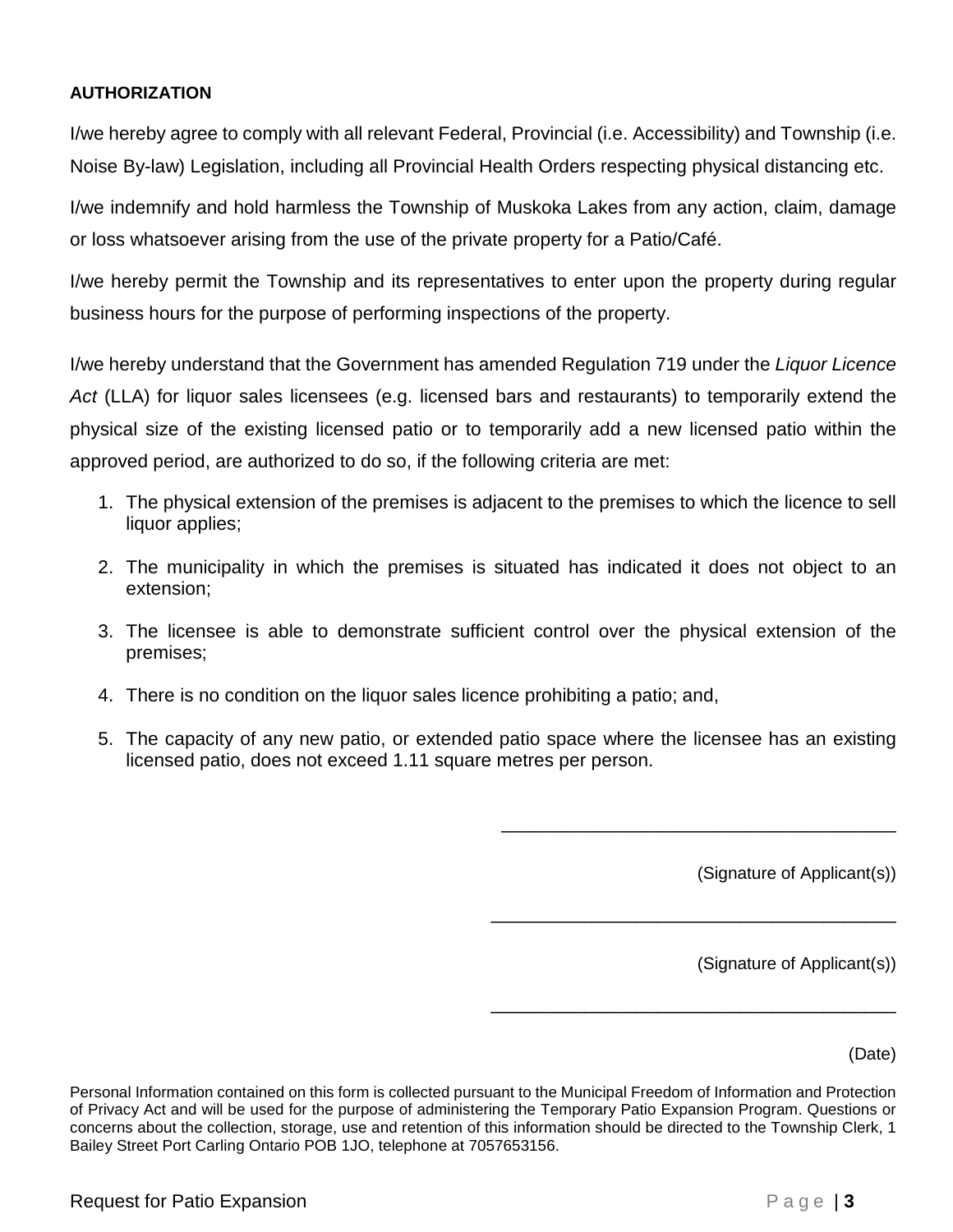**AUTHORIZATION**

I/we hereby agree to comply with all relevant Federal, Provincial (i.e. Accessibility) and Township (i.e. Noise By-law) Legislation, including all Provincial Health Orders respecting physical distancing etc.

I/we indemnify and hold harmless the Township of Muskoka Lakes from any action, claim, damage or loss whatsoever arising from the use of the private property for a Patio/Café.

I/we hereby permit the Township and its representatives to enter upon the property during regular business hours for the purpose of performing inspections of the property.

I/we hereby understand that the Government has amended Regulation 719 under the *Liquor Licence Act* (LLA) for liquor sales licensees (e.g. licensed bars and restaurants) to temporarily extend the physical size of the existing licensed patio or to temporarily add a new licensed patio within the approved period, are authorized to do so, if the following criteria are met:

1. The physical extension of the premises is adjacent to the premises to which the licence to sell liquor applies;
2. The municipality in which the premises is situated has indicated it does not object to an extension;
3. The licensee is able to demonstrate sufficient control over the physical extension of the premises;
4. There is no condition on the liquor sales licence prohibiting a patio; and,
5. The capacity of any new patio, or extended patio space where the licensee has an existing licensed patio, does not exceed 1.11 square metres per person.

\_\_\_\_\_\_\_\_\_\_\_\_\_\_\_\_\_\_\_\_\_\_\_\_\_\_\_\_\_\_\_\_\_\_\_\_\_\_\_\_

(Signature of Applicant(s))

\_\_\_\_\_\_\_\_\_\_\_\_\_\_\_\_\_\_\_\_\_\_\_\_\_\_\_\_\_\_\_\_\_\_\_\_\_\_\_\_

(Signature of Applicant(s))

\_\_\_\_\_\_\_\_\_\_\_\_\_\_\_\_\_\_\_\_\_\_\_\_\_\_\_\_\_\_\_\_\_\_\_\_\_\_\_\_

(Date)

Personal Information contained on this form is collected pursuant to the Municipal Freedom of Information and Protection of Privacy Act and will be used for the purpose of administering the Temporary Patio Expansion Program. Questions or concerns about the collection, storage, use and retention of this information should be directed to the Township Clerk, 1 Bailey Street Port Carling Ontario POB 1JO, telephone at 7057653156.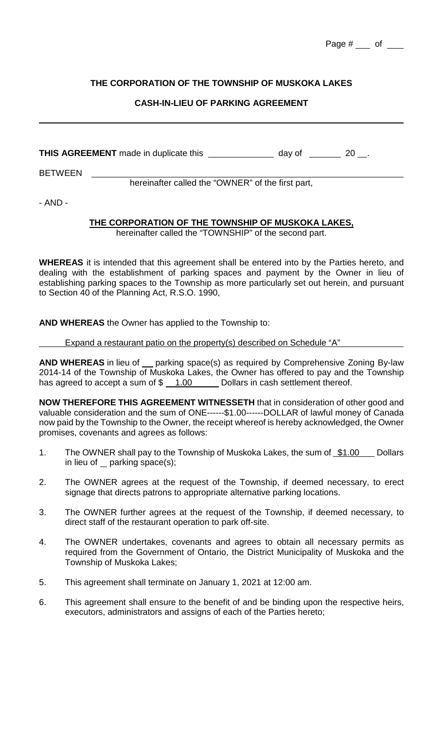**THE CORPORATION OF THE TOWNSHIP OF MUSKOKA LAKES**

**CASH-IN-LIEU OF PARKING AGREEMENT**

---

**THIS AGREEMENT** made in duplicate this ______________ day of _______ 20 __.

BETWEEN ____________________________________________________________
hereinafter called the "OWNER" of the first part,

- AND -

**THE CORPORATION OF THE TOWNSHIP OF MUSKOKA LAKES,**
hereinafter called the "TOWNSHIP" of the second part.

**WHEREAS** it is intended that this agreement shall be entered into by the Parties hereto, and dealing with the establishment of parking spaces and payment by the Owner in lieu of establishing parking spaces to the Township as more particularly set out herein, and pursuant to Section 40 of the Planning Act, R.S.O. 1990,

**AND WHEREAS** the Owner has applied to the Township to:

Expand a restaurant patio on the property(s) described on Schedule "A"

**AND WHEREAS** in lieu of __ parking space(s) as required by Comprehensive Zoning By-law 2014-14 of the Township of Muskoka Lakes, the Owner has offered to pay and the Township has agreed to accept a sum of $ 1.00 Dollars in cash settlement thereof.

**NOW THEREFORE THIS AGREEMENT WITNESSETH** that in consideration of other good and valuable consideration and the sum of ONE------$1.00------DOLLAR of lawful money of Canada now paid by the Township to the Owner, the receipt whereof is hereby acknowledged, the Owner promises, covenants and agrees as follows:

1. The OWNER shall pay to the Township of Muskoka Lakes, the sum of $1.00 Dollars in lieu of _ parking space(s);
2. The OWNER agrees at the request of the Township, if deemed necessary, to erect signage that directs patrons to appropriate alternative parking locations.
3. The OWNER further agrees at the request of the Township, if deemed necessary, to direct staff of the restaurant operation to park off-site.
4. The OWNER undertakes, covenants and agrees to obtain all necessary permits as required from the Government of Ontario, the District Municipality of Muskoka and the Township of Muskoka Lakes;
5. This agreement shall terminate on January 1, 2021 at 12:00 am.
6. This agreement shall ensure to the benefit of and be binding upon the respective heirs, executors, administrators and assigns of each of the Parties hereto;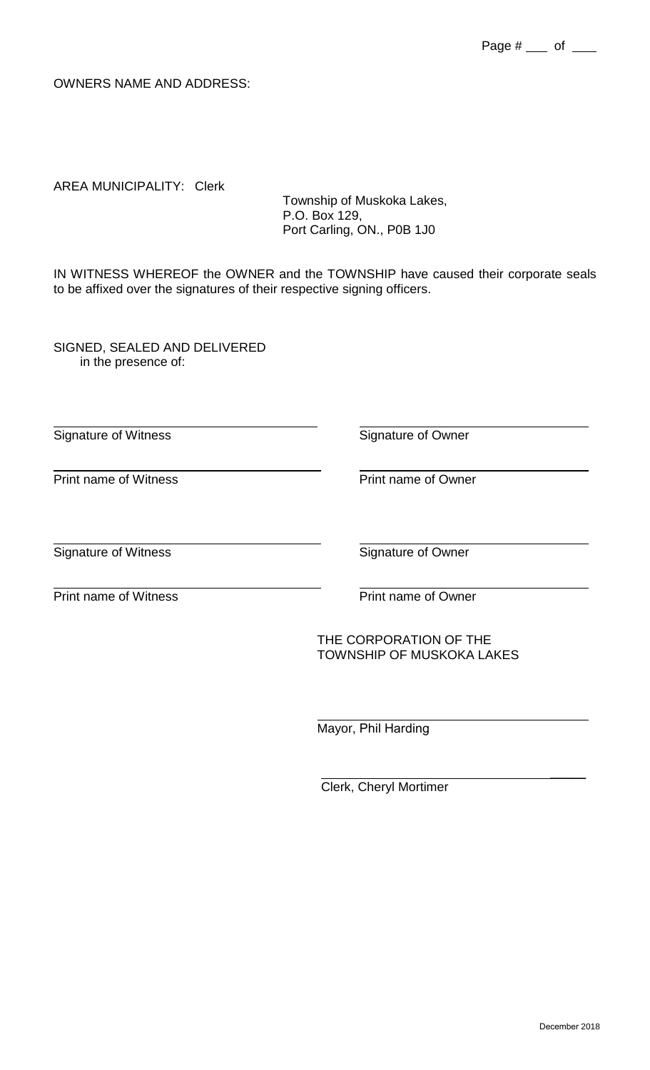OWNERS NAME AND ADDRESS:

AREA MUNICIPALITY: Clerk

Township of Muskoka Lakes,
P.O. Box 129,
Port Carling, ON., P0B 1J0

IN WITNESS WHEREOF the OWNER and the TOWNSHIP have caused their corporate seals to be affixed over the signatures of their respective signing officers.

SIGNED, SEALED AND DELIVERED
in the presence of:

| | |
|---|---|
| Signature of Witness | Signature of Owner |
| Print name of Witness | Print name of Owner |
| Signature of Witness | Signature of Owner |
| Print name of Witness | Print name of Owner |

THE CORPORATION OF THE
TOWNSHIP OF MUSKOKA LAKES

Mayor, Phil Harding

Clerk, Cheryl Mortimer

December 2018